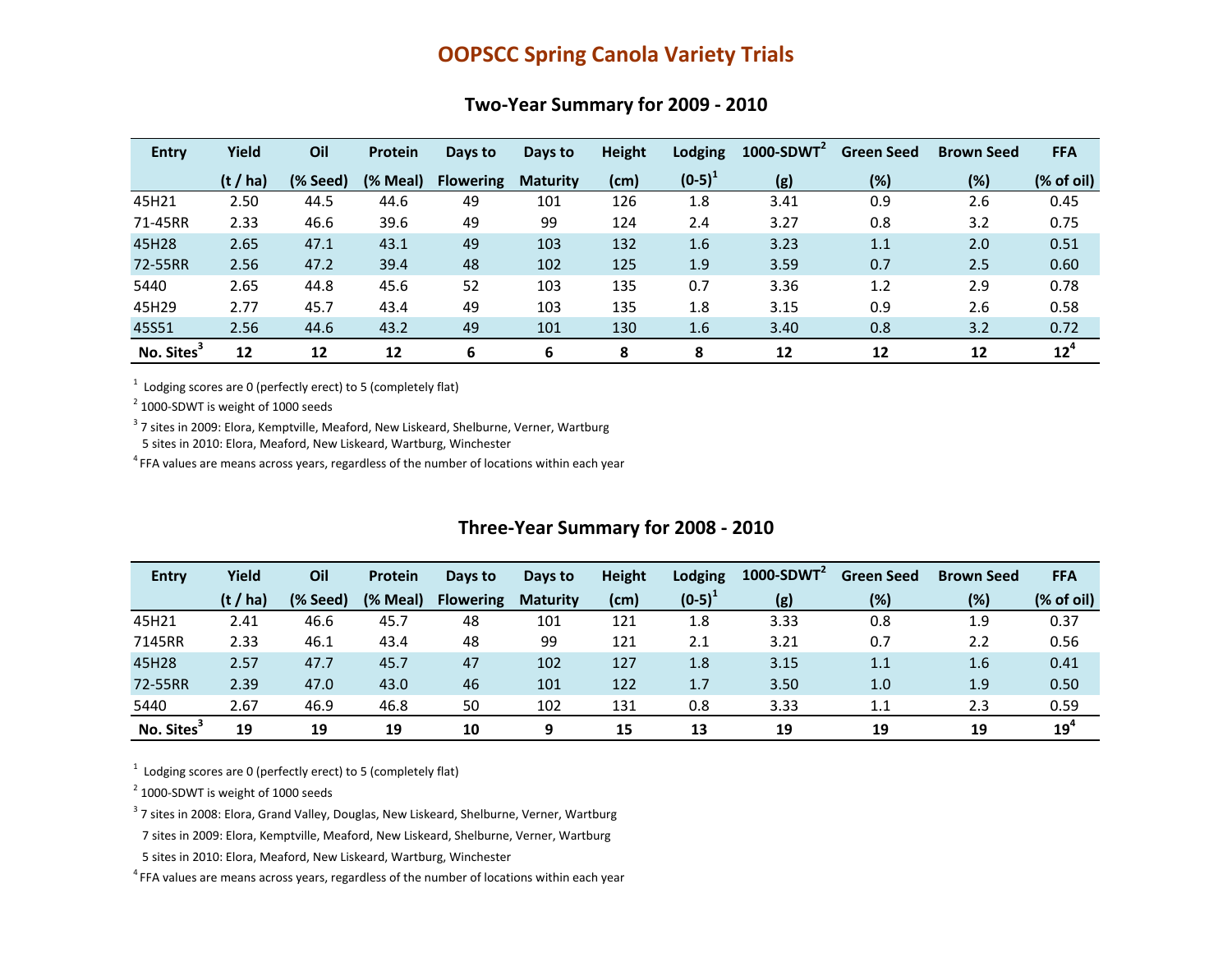# OOPSCC Spring Canola Variety Trials

## Two-Year Summary for 2009 - 2010

| Entry | Yield (t / ha) | Oil (% Seed) | Protein (% Meal) | Days to Flowering | Days to Maturity | Height (cm) | Lodging (0-5)[1] | 1000-SDWT[2] (g) | Green Seed (%) | Brown Seed (%) | FFA (% of oil) |
|---|---|---|---|---|---|---|---|---|---|---|---|
| 45H21 | 2.50 | 44.5 | 44.6 | 49 | 101 | 126 | 1.8 | 3.41 | 0.9 | 2.6 | 0.45 |
| 71-45RR | 2.33 | 46.6 | 39.6 | 49 | 99 | 124 | 2.4 | 3.27 | 0.8 | 3.2 | 0.75 |
| 45H28 | 2.65 | 47.1 | 43.1 | 49 | 103 | 132 | 1.6 | 3.23 | 1.1 | 2.0 | 0.51 |
| 72-55RR | 2.56 | 47.2 | 39.4 | 48 | 102 | 125 | 1.9 | 3.59 | 0.7 | 2.5 | 0.60 |
| 5440 | 2.65 | 44.8 | 45.6 | 52 | 103 | 135 | 0.7 | 3.36 | 1.2 | 2.9 | 0.78 |
| 45H29 | 2.77 | 45.7 | 43.4 | 49 | 103 | 135 | 1.8 | 3.15 | 0.9 | 2.6 | 0.58 |
| 45S51 | 2.56 | 44.6 | 43.2 | 49 | 101 | 130 | 1.6 | 3.40 | 0.8 | 3.2 | 0.72 |
| **No. Sites[3]** | **12** | **12** | **12** | **6** | **6** | **8** | **8** | **12** | **12** | **12** | **12[4]** |

[1] Lodging scores are 0 (perfectly erect) to 5 (completely flat)

[2] 1000-SDWT is weight of 1000 seeds

[3] 7 sites in 2009: Elora, Kemptville, Meaford, New Liskeard, Shelburne, Verner, Wartburg
5 sites in 2010: Elora, Meaford, New Liskeard, Wartburg, Winchester

[4] FFA values are means across years, regardless of the number of locations within each year

## Three-Year Summary for 2008 - 2010

| Entry | Yield (t / ha) | Oil (% Seed) | Protein (% Meal) | Days to Flowering | Days to Maturity | Height (cm) | Lodging (0-5)[1] | 1000-SDWT[2] (g) | Green Seed (%) | Brown Seed (%) | FFA (% of oil) |
|---|---|---|---|---|---|---|---|---|---|---|---|
| 45H21 | 2.41 | 46.6 | 45.7 | 48 | 101 | 121 | 1.8 | 3.33 | 0.8 | 1.9 | 0.37 |
| 7145RR | 2.33 | 46.1 | 43.4 | 48 | 99 | 121 | 2.1 | 3.21 | 0.7 | 2.2 | 0.56 |
| 45H28 | 2.57 | 47.7 | 45.7 | 47 | 102 | 127 | 1.8 | 3.15 | 1.1 | 1.6 | 0.41 |
| 72-55RR | 2.39 | 47.0 | 43.0 | 46 | 101 | 122 | 1.7 | 3.50 | 1.0 | 1.9 | 0.50 |
| 5440 | 2.67 | 46.9 | 46.8 | 50 | 102 | 131 | 0.8 | 3.33 | 1.1 | 2.3 | 0.59 |
| **No. Sites[3]** | **19** | **19** | **19** | **10** | **9** | **15** | **13** | **19** | **19** | **19** | **19[4]** |

[1] Lodging scores are 0 (perfectly erect) to 5 (completely flat)

[2] 1000-SDWT is weight of 1000 seeds

[3] 7 sites in 2008: Elora, Grand Valley, Douglas, New Liskeard, Shelburne, Verner, Wartburg
7 sites in 2009: Elora, Kemptville, Meaford, New Liskeard, Shelburne, Verner, Wartburg
5 sites in 2010: Elora, Meaford, New Liskeard, Wartburg, Winchester

[4] FFA values are means across years, regardless of the number of locations within each year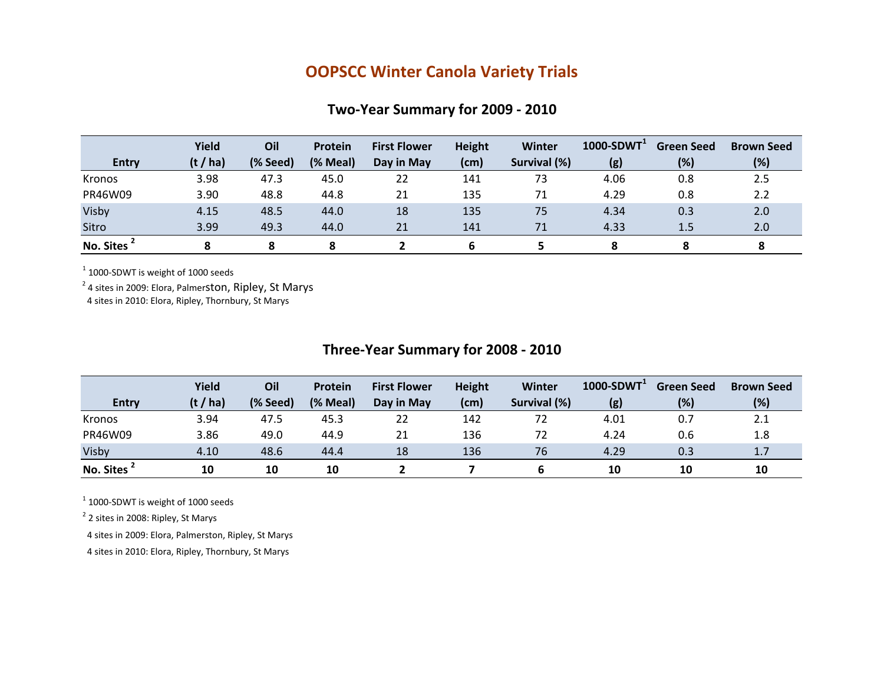# OOPSCC Winter Canola Variety Trials

## Two-Year Summary for 2009 - 2010

| Entry | Yield (t / ha) | Oil (% Seed) | Protein (% Meal) | First Flower Day in May | Height (cm) | Winter Survival (%) | 1000-SDWT[1] (g) | Green Seed (%) | Brown Seed (%) |
|---|---|---|---|---|---|---|---|---|---|
| Kronos | 3.98 | 47.3 | 45.0 | 22 | 141 | 73 | 4.06 | 0.8 | 2.5 |
| PR46W09 | 3.90 | 48.8 | 44.8 | 21 | 135 | 71 | 4.29 | 0.8 | 2.2 |
| Visby | 4.15 | 48.5 | 44.0 | 18 | 135 | 75 | 4.34 | 0.3 | 2.0 |
| Sitro | 3.99 | 49.3 | 44.0 | 21 | 141 | 71 | 4.33 | 1.5 | 2.0 |
| **No. Sites [2]** | **8** | **8** | **8** | **2** | **6** | **5** | **8** | **8** | **8** |

[1] 1000-SDWT is weight of 1000 seeds

[2] 4 sites in 2009: Elora, Palmerston, Ripley, St Marys

4 sites in 2010: Elora, Ripley, Thornbury, St Marys

## Three-Year Summary for 2008 - 2010

| Entry | Yield (t / ha) | Oil (% Seed) | Protein (% Meal) | First Flower Day in May | Height (cm) | Winter Survival (%) | 1000-SDWT[1] (g) | Green Seed (%) | Brown Seed (%) |
|---|---|---|---|---|---|---|---|---|---|
| Kronos | 3.94 | 47.5 | 45.3 | 22 | 142 | 72 | 4.01 | 0.7 | 2.1 |
| PR46W09 | 3.86 | 49.0 | 44.9 | 21 | 136 | 72 | 4.24 | 0.6 | 1.8 |
| Visby | 4.10 | 48.6 | 44.4 | 18 | 136 | 76 | 4.29 | 0.3 | 1.7 |
| **No. Sites [2]** | **10** | **10** | **10** | **2** | **7** | **6** | **10** | **10** | **10** |

[1] 1000-SDWT is weight of 1000 seeds

[2] 2 sites in 2008: Ripley, St Marys

4 sites in 2009: Elora, Palmerston, Ripley, St Marys

4 sites in 2010: Elora, Ripley, Thornbury, St Marys